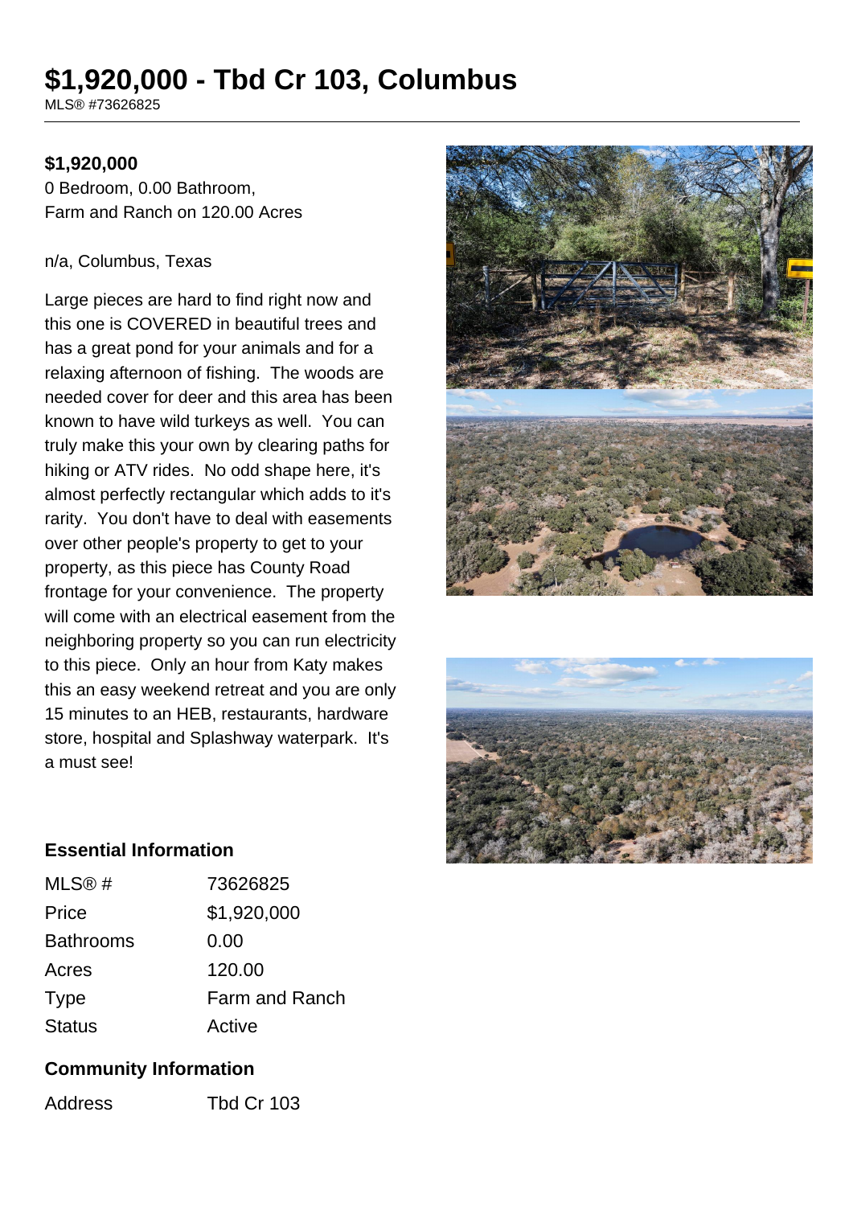# $1,920,000 - Tbd Cr 103, Columbus

MLS® #73626825

**$1,920,000**

0 Bedroom, 0.00 Bathroom,
Farm and Ranch on 120.00 Acres

n/a, Columbus, Texas

Large pieces are hard to find right now and this one is COVERED in beautiful trees and has a great pond for your animals and for a relaxing afternoon of fishing. The woods are needed cover for deer and this area has been known to have wild turkeys as well. You can truly make this your own by clearing paths for hiking or ATV rides. No odd shape here, it's almost perfectly rectangular which adds to it's rarity. You don't have to deal with easements over other people's property to get to your property, as this piece has County Road frontage for your convenience. The property will come with an electrical easement from the neighboring property so you can run electricity to this piece. Only an hour from Katy makes this an easy weekend retreat and you are only 15 minutes to an HEB, restaurants, hardware store, hospital and Splashway waterpark. It's a must see!

## Essential Information

| | |
|---|---|
| MLS® # | 73626825 |
| Price | $1,920,000 |
| Bathrooms | 0.00 |
| Acres | 120.00 |
| Type | Farm and Ranch |
| Status | Active |

## Community Information

| | |
|---|---|
| Address | Tbd Cr 103 |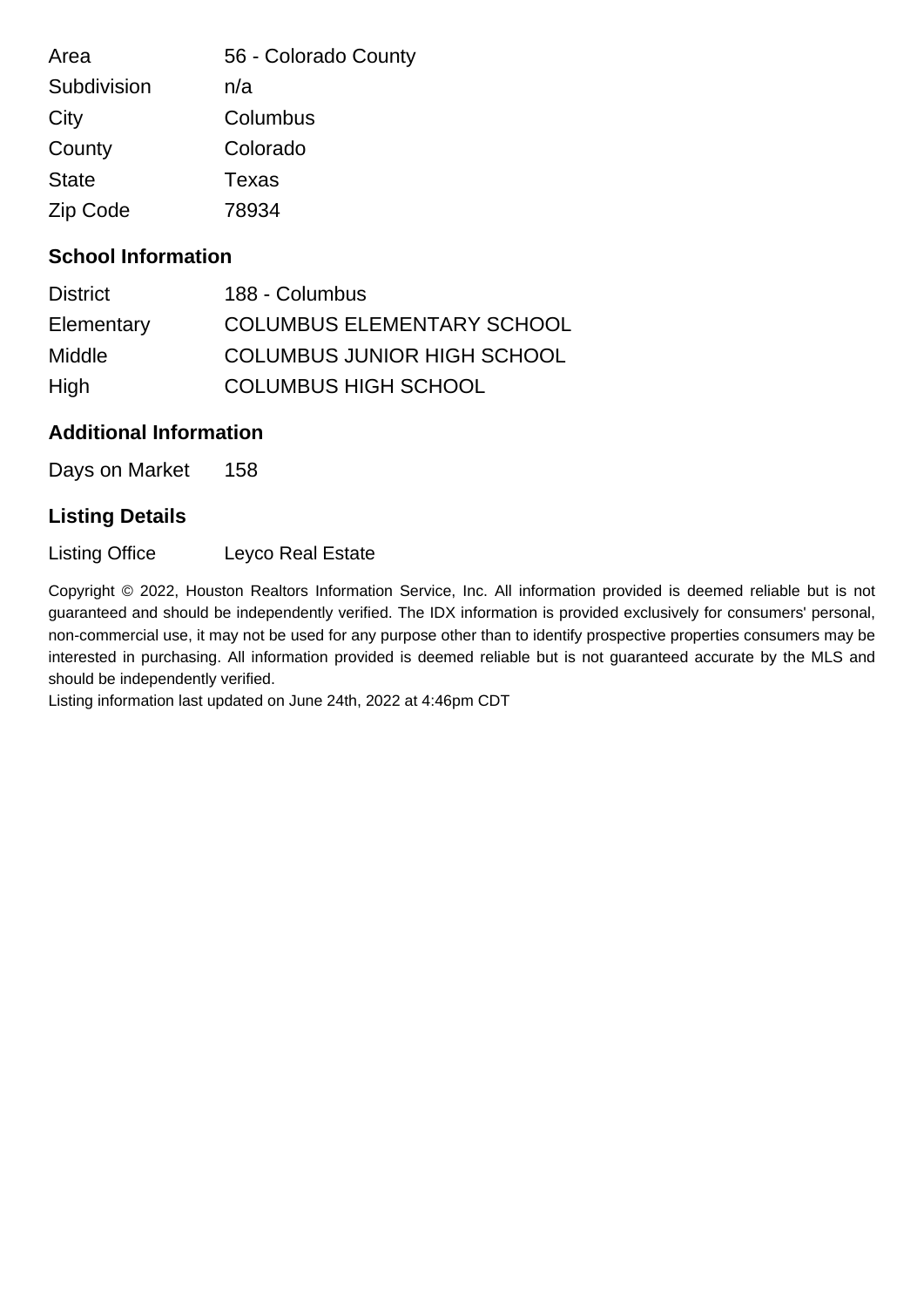| | |
|---|---|
| Area | 56 - Colorado County |
| Subdivision | n/a |
| City | Columbus |
| County | Colorado |
| State | Texas |
| Zip Code | 78934 |

### School Information

| | |
|---|---|
| District | 188 - Columbus |
| Elementary | COLUMBUS ELEMENTARY SCHOOL |
| Middle | COLUMBUS JUNIOR HIGH SCHOOL |
| High | COLUMBUS HIGH SCHOOL |

### Additional Information

| | |
|---|---|
| Days on Market | 158 |

### Listing Details

| | |
|---|---|
| Listing Office | Leyco Real Estate |

Copyright © 2022, Houston Realtors Information Service, Inc. All information provided is deemed reliable but is not guaranteed and should be independently verified. The IDX information is provided exclusively for consumers' personal, non-commercial use, it may not be used for any purpose other than to identify prospective properties consumers may be interested in purchasing. All information provided is deemed reliable but is not guaranteed accurate by the MLS and should be independently verified.
Listing information last updated on June 24th, 2022 at 4:46pm CDT